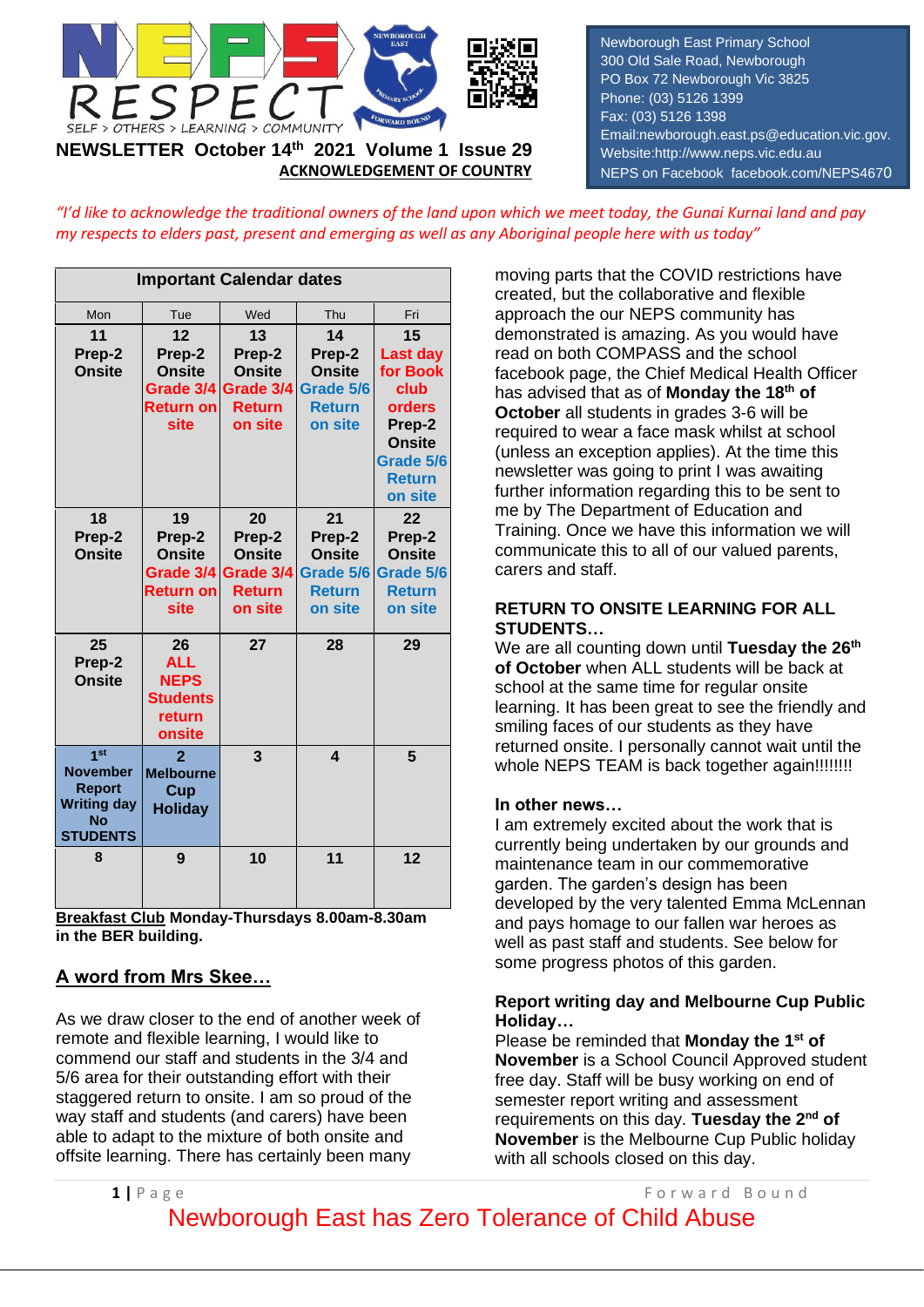RESPECT

SELF > OTHERS > LEARNING > COMMUNITY

Newborough East Primary School
300 Old Sale Road, Newborough
PO Box 72 Newborough Vic 3825
Phone: (03) 5126 1399
Fax: (03) 5126 1398
Email:newborough.east.ps@education.vic.gov.
Website:http://www.neps.vic.edu.au
NEPS on Facebook facebook.com/NEPS4670

# NEWSLETTER October 14th 2021 Volume 1 Issue 29

**ACKNOWLEDGEMENT OF COUNTRY**

*"I'd like to acknowledge the traditional owners of the land upon which we meet today, the Gunai Kurnai land and pay my respects to elders past, present and emerging as well as any Aboriginal people here with us today"*

**Important Calendar dates**

| Mon | Tue | Wed | Thu | Fri |
|---|---|---|---|---|
| **11** Prep-2 Onsite | **12** Prep-2 Onsite Grade 3/4 Return on site | **13** Prep-2 Onsite Grade 3/4 Return on site | **14** Prep-2 Onsite Grade 5/6 Return on site | **15** Last day for Book club orders Prep-2 Onsite Grade 5/6 Return on site |
| **18** Prep-2 Onsite | **19** Prep-2 Onsite Grade 3/4 Return on site | **20** Prep-2 Onsite Grade 3/4 Return on site | **21** Prep-2 Onsite Grade 5/6 Return on site | **22** Prep-2 Onsite Grade 5/6 Return on site |
| **25** Prep-2 Onsite | **26** ALL NEPS Students return onsite | **27** | **28** | **29** |
| **1st November** Report Writing day No STUDENTS | **2** Melbourne Cup Holiday | **3** | **4** | **5** |
| **8** | **9** | **10** | **11** | **12** |

**Breakfast Club** Monday-Thursdays 8.00am-8.30am in the BER building.

## A word from Mrs Skee…

As we draw closer to the end of another week of remote and flexible learning, I would like to commend our staff and students in the 3/4 and 5/6 area for their outstanding effort with their staggered return to onsite. I am so proud of the way staff and students (and carers) have been able to adapt to the mixture of both onsite and offsite learning. There has certainly been many moving parts that the COVID restrictions have created, but the collaborative and flexible approach the our NEPS community has demonstrated is amazing. As you would have read on both COMPASS and the school facebook page, the Chief Medical Health Officer has advised that as of **Monday the 18th of October** all students in grades 3-6 will be required to wear a face mask whilst at school (unless an exception applies). At the time this newsletter was going to print I was awaiting further information regarding this to be sent to me by The Department of Education and Training. Once we have this information we will communicate this to all of our valued parents, carers and staff.

### RETURN TO ONSITE LEARNING FOR ALL STUDENTS…

We are all counting down until **Tuesday the 26th of October** when ALL students will be back at school at the same time for regular onsite learning. It has been great to see the friendly and smiling faces of our students as they have returned onsite. I personally cannot wait until the whole NEPS TEAM is back together again!!!!!!!!

### In other news…

I am extremely excited about the work that is currently being undertaken by our grounds and maintenance team in our commemorative garden. The garden's design has been developed by the very talented Emma McLennan and pays homage to our fallen war heroes as well as past staff and students. See below for some progress photos of this garden.

### Report writing day and Melbourne Cup Public Holiday…

Please be reminded that **Monday the 1st of November** is a School Council Approved student free day. Staff will be busy working on end of semester report writing and assessment requirements on this day. **Tuesday the 2nd of November** is the Melbourne Cup Public holiday with all schools closed on this day.

Newborough East has Zero Tolerance of Child Abuse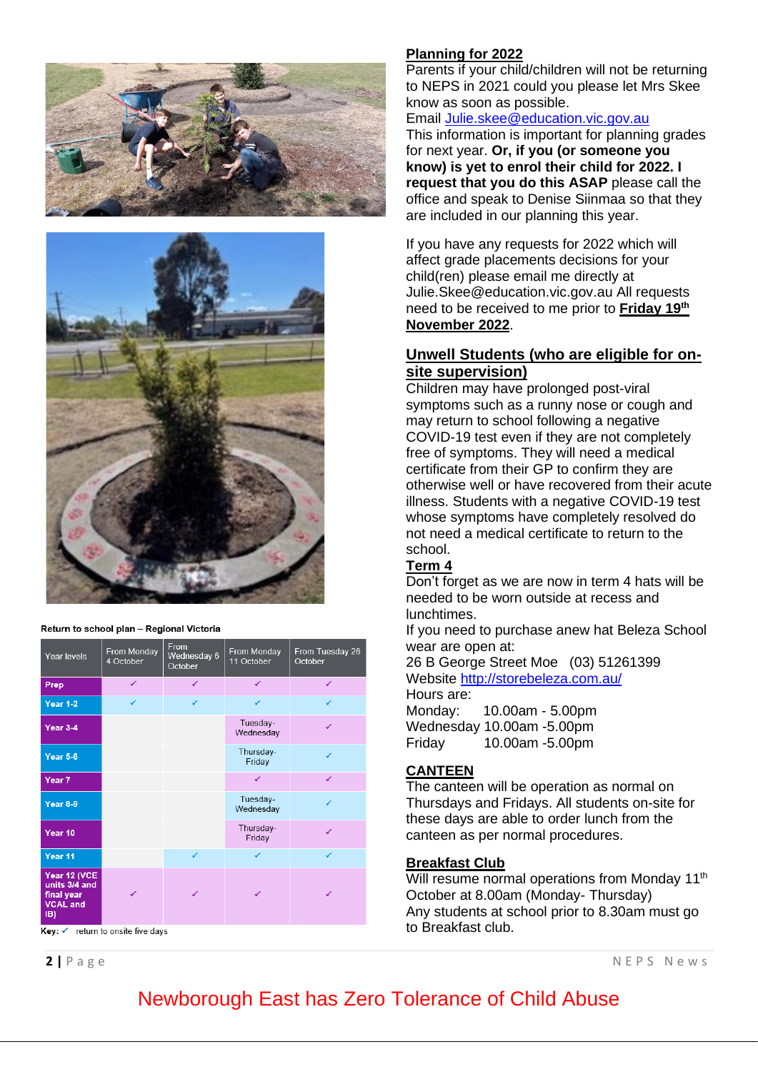**Return to school plan – Regional Victoria**

| Year levels | From Monday 4 October | From Wednesday 6 October | From Monday 11 October | From Tuesday 26 October |
|---|---|---|---|---|
| Prep | ✓ | ✓ | ✓ | ✓ |
| Year 1-2 | ✓ | ✓ | ✓ | ✓ |
| Year 3-4 | | | Tuesday-Wednesday | ✓ |
| Year 5-6 | | | Thursday-Friday | ✓ |
| Year 7 | | | ✓ | ✓ |
| Year 8-9 | | | Tuesday-Wednesday | ✓ |
| Year 10 | | | Thursday-Friday | ✓ |
| Year 11 | | ✓ | ✓ | ✓ |
| Year 12 (VCE units 3/4 and final year VCAL and IB) | ✓ | ✓ | ✓ | ✓ |

**Key:** ✓ return to onsite five days

## Planning for 2022

Parents if your child/children will not be returning to NEPS in 2021 could you please let Mrs Skee know as soon as possible.

Email Julie.skee@education.vic.gov.au

This information is important for planning grades for next year. **Or, if you (or someone you know) is yet to enrol their child for 2022. I request that you do this ASAP** please call the office and speak to Denise Siinmaa so that they are included in our planning this year.

If you have any requests for 2022 which will affect grade placements decisions for your child(ren) please email me directly at Julie.Skee@education.vic.gov.au All requests need to be received to me prior to **Friday 19th November 2022**.

## Unwell Students (who are eligible for on-site supervision)

Children may have prolonged post-viral symptoms such as a runny nose or cough and may return to school following a negative COVID-19 test even if they are not completely free of symptoms. They will need a medical certificate from their GP to confirm they are otherwise well or have recovered from their acute illness. Students with a negative COVID-19 test whose symptoms have completely resolved do not need a medical certificate to return to the school.

## Term 4

Don't forget as we are now in term 4 hats will be needed to be worn outside at recess and lunchtimes.

If you need to purchase anew hat Beleza School wear are open at:

26 B George Street Moe (03) 51261399

Website http://storebeleza.com.au/

Hours are:

Monday: 10.00am - 5.00pm
Wednesday 10.00am -5.00pm
Friday 10.00am -5.00pm

## CANTEEN

The canteen will be operation as normal on Thursdays and Fridays. All students on-site for these days are able to order lunch from the canteen as per normal procedures.

## Breakfast Club

Will resume normal operations from Monday 11th October at 8.00am (Monday- Thursday)

Any students at school prior to 8.30am must go to Breakfast club.

Newborough East has Zero Tolerance of Child Abuse